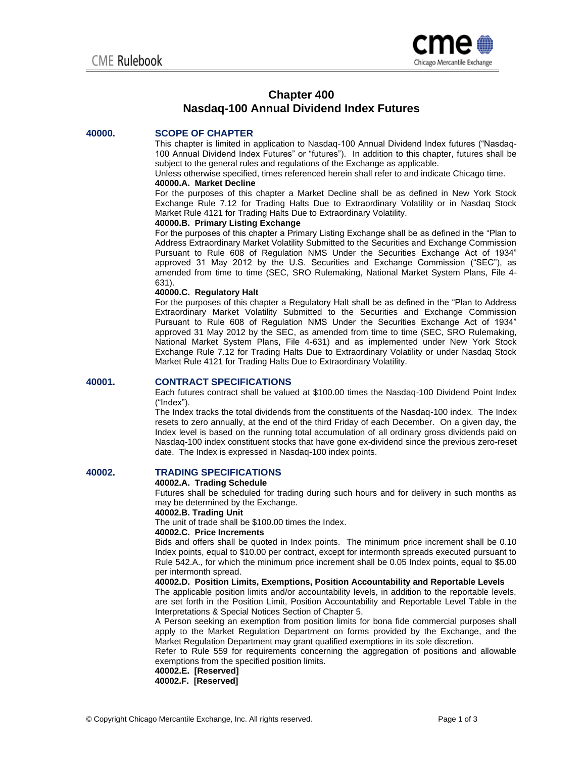# Chapter 400
# Nasdaq-100 Annual Dividend Index Futures

## 40000. SCOPE OF CHAPTER

This chapter is limited in application to Nasdaq-100 Annual Dividend Index futures ("Nasdaq-100 Annual Dividend Index Futures" or "futures"). In addition to this chapter, futures shall be subject to the general rules and regulations of the Exchange as applicable.

Unless otherwise specified, times referenced herein shall refer to and indicate Chicago time.

**40000.A. Market Decline**

For the purposes of this chapter a Market Decline shall be as defined in New York Stock Exchange Rule 7.12 for Trading Halts Due to Extraordinary Volatility or in Nasdaq Stock Market Rule 4121 for Trading Halts Due to Extraordinary Volatility.

**40000.B. Primary Listing Exchange**

For the purposes of this chapter a Primary Listing Exchange shall be as defined in the "Plan to Address Extraordinary Market Volatility Submitted to the Securities and Exchange Commission Pursuant to Rule 608 of Regulation NMS Under the Securities Exchange Act of 1934" approved 31 May 2012 by the U.S. Securities and Exchange Commission ("SEC"), as amended from time to time (SEC, SRO Rulemaking, National Market System Plans, File 4-631).

**40000.C. Regulatory Halt**

For the purposes of this chapter a Regulatory Halt shall be as defined in the "Plan to Address Extraordinary Market Volatility Submitted to the Securities and Exchange Commission Pursuant to Rule 608 of Regulation NMS Under the Securities Exchange Act of 1934" approved 31 May 2012 by the SEC, as amended from time to time (SEC, SRO Rulemaking, National Market System Plans, File 4-631) and as implemented under New York Stock Exchange Rule 7.12 for Trading Halts Due to Extraordinary Volatility or under Nasdaq Stock Market Rule 4121 for Trading Halts Due to Extraordinary Volatility.

## 40001. CONTRACT SPECIFICATIONS

Each futures contract shall be valued at $100.00 times the Nasdaq-100 Dividend Point Index ("Index").

The Index tracks the total dividends from the constituents of the Nasdaq-100 index. The Index resets to zero annually, at the end of the third Friday of each December. On a given day, the Index level is based on the running total accumulation of all ordinary gross dividends paid on Nasdaq-100 index constituent stocks that have gone ex-dividend since the previous zero-reset date. The Index is expressed in Nasdaq-100 index points.

## 40002. TRADING SPECIFICATIONS

**40002.A. Trading Schedule**

Futures shall be scheduled for trading during such hours and for delivery in such months as may be determined by the Exchange.

**40002.B. Trading Unit**

The unit of trade shall be $100.00 times the Index.

**40002.C. Price Increments**

Bids and offers shall be quoted in Index points. The minimum price increment shall be 0.10 Index points, equal to $10.00 per contract, except for intermonth spreads executed pursuant to Rule 542.A., for which the minimum price increment shall be 0.05 Index points, equal to $5.00 per intermonth spread.

**40002.D. Position Limits, Exemptions, Position Accountability and Reportable Levels**

The applicable position limits and/or accountability levels, in addition to the reportable levels, are set forth in the Position Limit, Position Accountability and Reportable Level Table in the Interpretations & Special Notices Section of Chapter 5.

A Person seeking an exemption from position limits for bona fide commercial purposes shall apply to the Market Regulation Department on forms provided by the Exchange, and the Market Regulation Department may grant qualified exemptions in its sole discretion.

Refer to Rule 559 for requirements concerning the aggregation of positions and allowable exemptions from the specified position limits.

**40002.E. [Reserved]**

**40002.F. [Reserved]**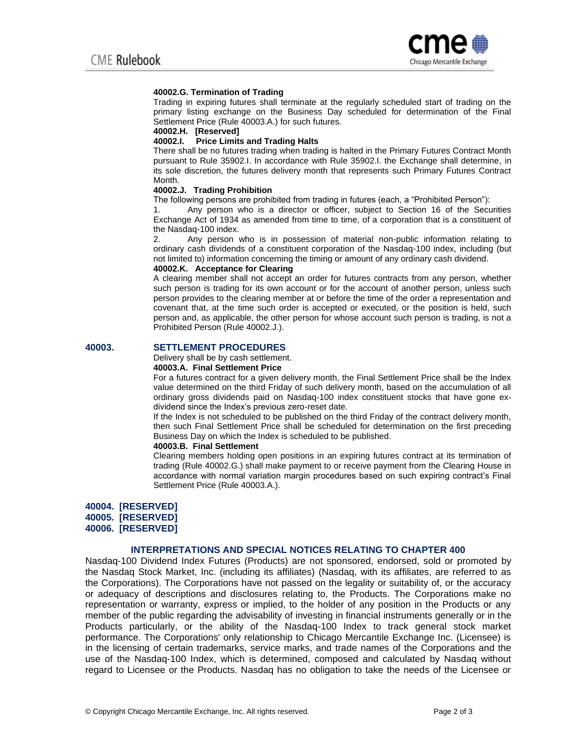**40002.G. Termination of Trading**

Trading in expiring futures shall terminate at the regularly scheduled start of trading on the primary listing exchange on the Business Day scheduled for determination of the Final Settlement Price (Rule 40003.A.) for such futures.

**40002.H. [Reserved]**

**40002.I. Price Limits and Trading Halts**

There shall be no futures trading when trading is halted in the Primary Futures Contract Month pursuant to Rule 35902.I. In accordance with Rule 35902.I. the Exchange shall determine, in its sole discretion, the futures delivery month that represents such Primary Futures Contract Month.

**40002.J. Trading Prohibition**

The following persons are prohibited from trading in futures (each, a "Prohibited Person"):

1. Any person who is a director or officer, subject to Section 16 of the Securities Exchange Act of 1934 as amended from time to time, of a corporation that is a constituent of the Nasdaq-100 index.
2. Any person who is in possession of material non-public information relating to ordinary cash dividends of a constituent corporation of the Nasdaq-100 index, including (but not limited to) information concerning the timing or amount of any ordinary cash dividend.

**40002.K. Acceptance for Clearing**

A clearing member shall not accept an order for futures contracts from any person, whether such person is trading for its own account or for the account of another person, unless such person provides to the clearing member at or before the time of the order a representation and covenant that, at the time such order is accepted or executed, or the position is held, such person and, as applicable, the other person for whose account such person is trading, is not a Prohibited Person (Rule 40002.J.).

## 40003. SETTLEMENT PROCEDURES

Delivery shall be by cash settlement.

**40003.A. Final Settlement Price**

For a futures contract for a given delivery month, the Final Settlement Price shall be the Index value determined on the third Friday of such delivery month, based on the accumulation of all ordinary gross dividends paid on Nasdaq-100 index constituent stocks that have gone ex-dividend since the Index's previous zero-reset date.

If the Index is not scheduled to be published on the third Friday of the contract delivery month, then such Final Settlement Price shall be scheduled for determination on the first preceding Business Day on which the Index is scheduled to be published.

**40003.B. Final Settlement**

Clearing members holding open positions in an expiring futures contract at its termination of trading (Rule 40002.G.) shall make payment to or receive payment from the Clearing House in accordance with normal variation margin procedures based on such expiring contract's Final Settlement Price (Rule 40003.A.).

## 40004. [RESERVED]
## 40005. [RESERVED]
## 40006. [RESERVED]

## INTERPRETATIONS AND SPECIAL NOTICES RELATING TO CHAPTER 400

Nasdaq-100 Dividend Index Futures (Products) are not sponsored, endorsed, sold or promoted by the Nasdaq Stock Market, Inc. (including its affiliates) (Nasdaq, with its affiliates, are referred to as the Corporations). The Corporations have not passed on the legality or suitability of, or the accuracy or adequacy of descriptions and disclosures relating to, the Products. The Corporations make no representation or warranty, express or implied, to the holder of any position in the Products or any member of the public regarding the advisability of investing in financial instruments generally or in the Products particularly, or the ability of the Nasdaq-100 Index to track general stock market performance. The Corporations' only relationship to Chicago Mercantile Exchange Inc. (Licensee) is in the licensing of certain trademarks, service marks, and trade names of the Corporations and the use of the Nasdaq-100 Index, which is determined, composed and calculated by Nasdaq without regard to Licensee or the Products. Nasdaq has no obligation to take the needs of the Licensee or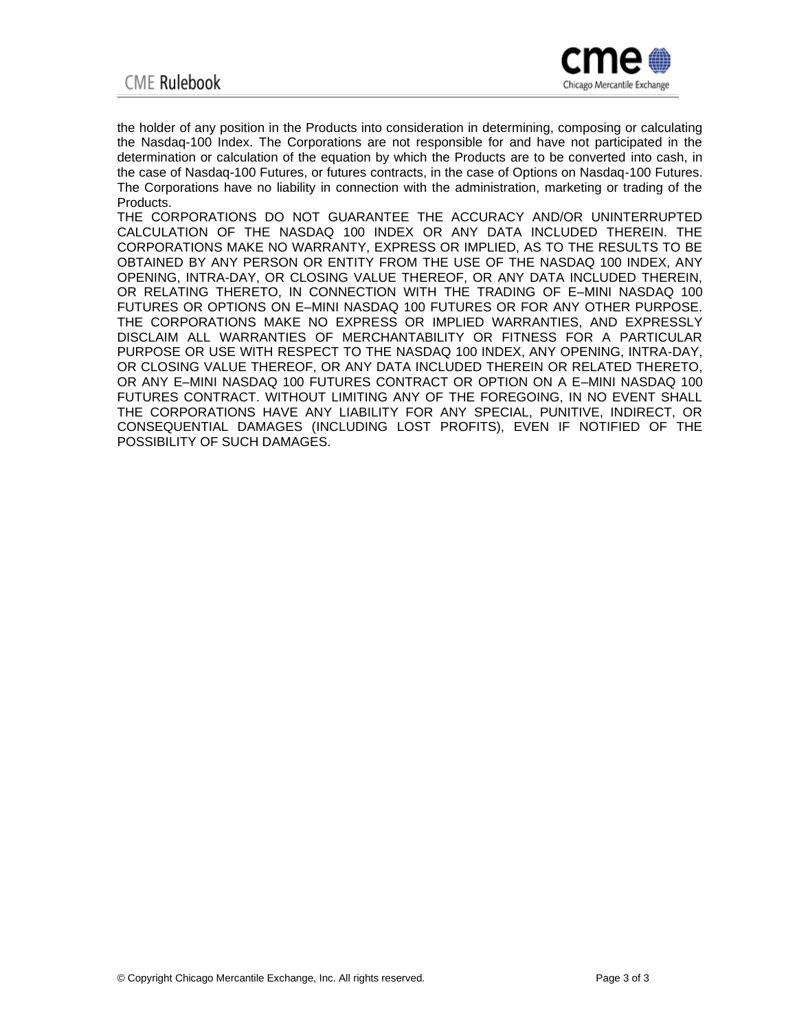the holder of any position in the Products into consideration in determining, composing or calculating the Nasdaq-100 Index. The Corporations are not responsible for and have not participated in the determination or calculation of the equation by which the Products are to be converted into cash, in the case of Nasdaq-100 Futures, or futures contracts, in the case of Options on Nasdaq-100 Futures. The Corporations have no liability in connection with the administration, marketing or trading of the Products.

THE CORPORATIONS DO NOT GUARANTEE THE ACCURACY AND/OR UNINTERRUPTED CALCULATION OF THE NASDAQ 100 INDEX OR ANY DATA INCLUDED THEREIN. THE CORPORATIONS MAKE NO WARRANTY, EXPRESS OR IMPLIED, AS TO THE RESULTS TO BE OBTAINED BY ANY PERSON OR ENTITY FROM THE USE OF THE NASDAQ 100 INDEX, ANY OPENING, INTRA-DAY, OR CLOSING VALUE THEREOF, OR ANY DATA INCLUDED THEREIN, OR RELATING THERETO, IN CONNECTION WITH THE TRADING OF E–MINI NASDAQ 100 FUTURES OR OPTIONS ON E–MINI NASDAQ 100 FUTURES OR FOR ANY OTHER PURPOSE. THE CORPORATIONS MAKE NO EXPRESS OR IMPLIED WARRANTIES, AND EXPRESSLY DISCLAIM ALL WARRANTIES OF MERCHANTABILITY OR FITNESS FOR A PARTICULAR PURPOSE OR USE WITH RESPECT TO THE NASDAQ 100 INDEX, ANY OPENING, INTRA-DAY, OR CLOSING VALUE THEREOF, OR ANY DATA INCLUDED THEREIN OR RELATED THERETO, OR ANY E–MINI NASDAQ 100 FUTURES CONTRACT OR OPTION ON A E–MINI NASDAQ 100 FUTURES CONTRACT. WITHOUT LIMITING ANY OF THE FOREGOING, IN NO EVENT SHALL THE CORPORATIONS HAVE ANY LIABILITY FOR ANY SPECIAL, PUNITIVE, INDIRECT, OR CONSEQUENTIAL DAMAGES (INCLUDING LOST PROFITS), EVEN IF NOTIFIED OF THE POSSIBILITY OF SUCH DAMAGES.